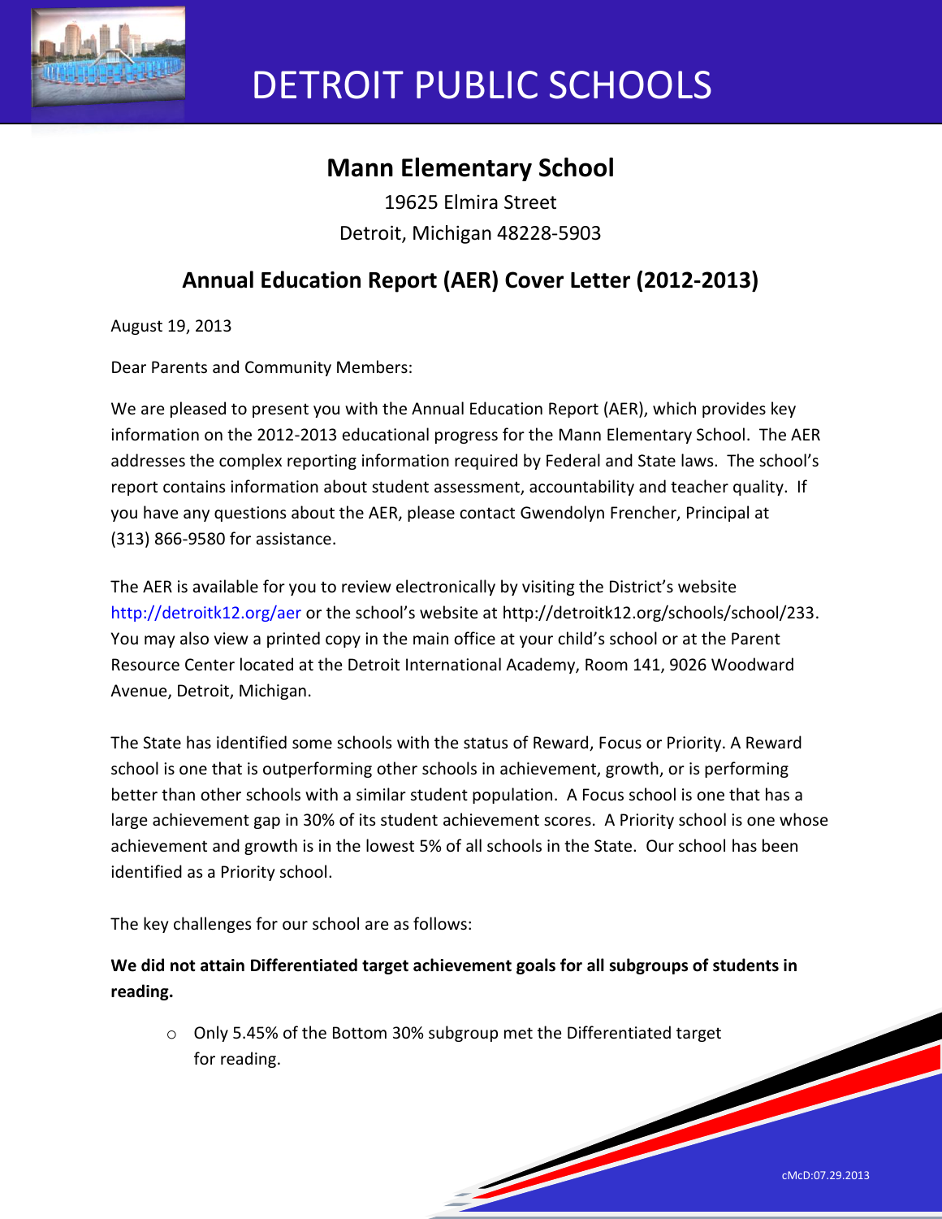# DETROIT PUBLIC SCHOOLS

## Mann Elementary School

19625 Elmira Street
Detroit, Michigan 48228-5903

## Annual Education Report (AER) Cover Letter (2012-2013)

August 19, 2013

Dear Parents and Community Members:

We are pleased to present you with the Annual Education Report (AER), which provides key information on the 2012-2013 educational progress for the Mann Elementary School. The AER addresses the complex reporting information required by Federal and State laws. The school's report contains information about student assessment, accountability and teacher quality. If you have any questions about the AER, please contact Gwendolyn Frencher, Principal at (313) 866-9580 for assistance.

The AER is available for you to review electronically by visiting the District's website http://detroitk12.org/aer or the school's website at http://detroitk12.org/schools/school/233. You may also view a printed copy in the main office at your child's school or at the Parent Resource Center located at the Detroit International Academy, Room 141, 9026 Woodward Avenue, Detroit, Michigan.

The State has identified some schools with the status of Reward, Focus or Priority. A Reward school is one that is outperforming other schools in achievement, growth, or is performing better than other schools with a similar student population. A Focus school is one that has a large achievement gap in 30% of its student achievement scores. A Priority school is one whose achievement and growth is in the lowest 5% of all schools in the State. Our school has been identified as a Priority school.

The key challenges for our school are as follows:

**We did not attain Differentiated target achievement goals for all subgroups of students in reading.**

- Only 5.45% of the Bottom 30% subgroup met the Differentiated target for reading.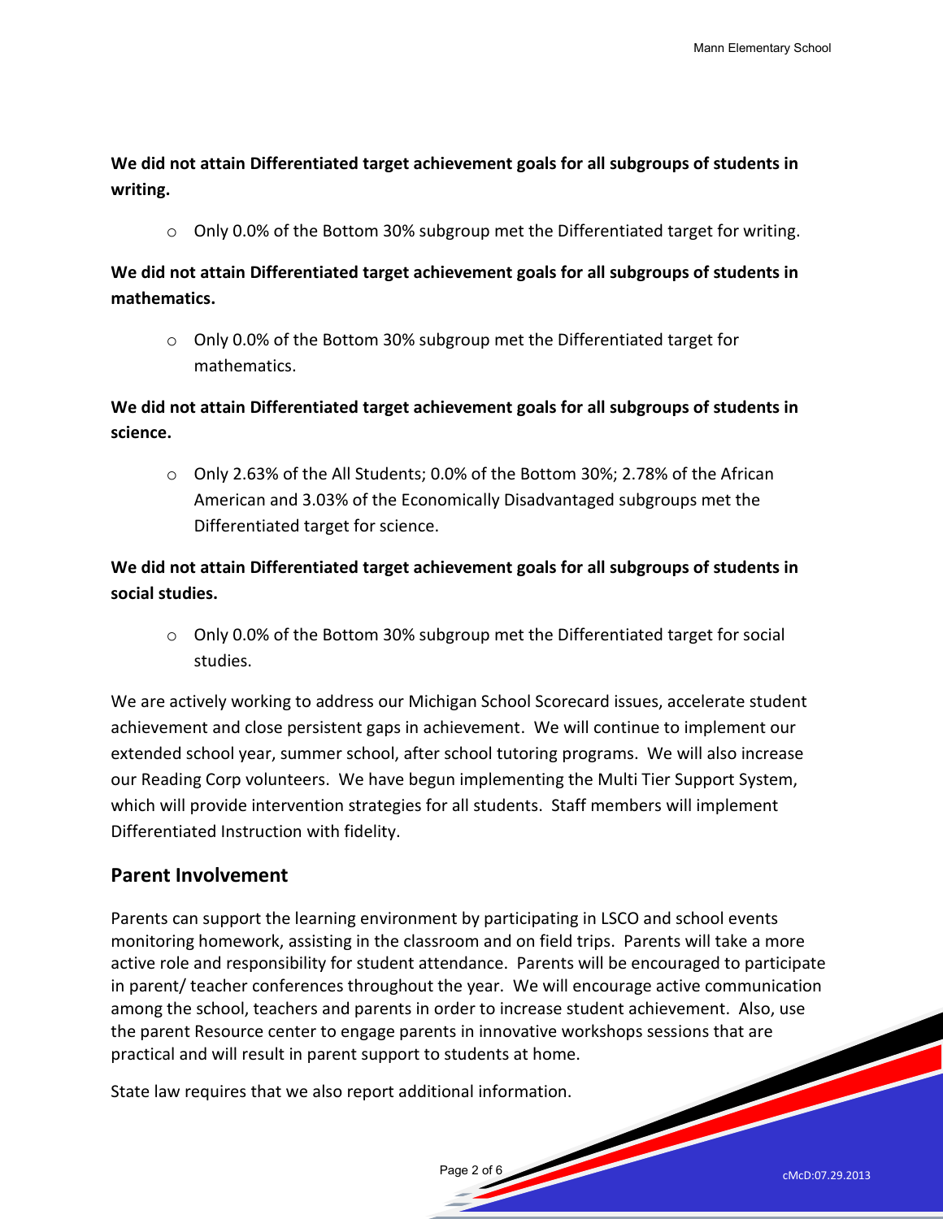**We did not attain Differentiated target achievement goals for all subgroups of students in writing.**

- Only 0.0% of the Bottom 30% subgroup met the Differentiated target for writing.

**We did not attain Differentiated target achievement goals for all subgroups of students in mathematics.**

- Only 0.0% of the Bottom 30% subgroup met the Differentiated target for mathematics.

**We did not attain Differentiated target achievement goals for all subgroups of students in science.**

- Only 2.63% of the All Students; 0.0% of the Bottom 30%; 2.78% of the African American and 3.03% of the Economically Disadvantaged subgroups met the Differentiated target for science.

**We did not attain Differentiated target achievement goals for all subgroups of students in social studies.**

- Only 0.0% of the Bottom 30% subgroup met the Differentiated target for social studies.

We are actively working to address our Michigan School Scorecard issues, accelerate student achievement and close persistent gaps in achievement. We will continue to implement our extended school year, summer school, after school tutoring programs. We will also increase our Reading Corp volunteers. We have begun implementing the Multi Tier Support System, which will provide intervention strategies for all students. Staff members will implement Differentiated Instruction with fidelity.

## Parent Involvement

Parents can support the learning environment by participating in LSCO and school events monitoring homework, assisting in the classroom and on field trips. Parents will take a more active role and responsibility for student attendance. Parents will be encouraged to participate in parent/ teacher conferences throughout the year. We will encourage active communication among the school, teachers and parents in order to increase student achievement. Also, use the parent Resource center to engage parents in innovative workshops sessions that are practical and will result in parent support to students at home.

State law requires that we also report additional information.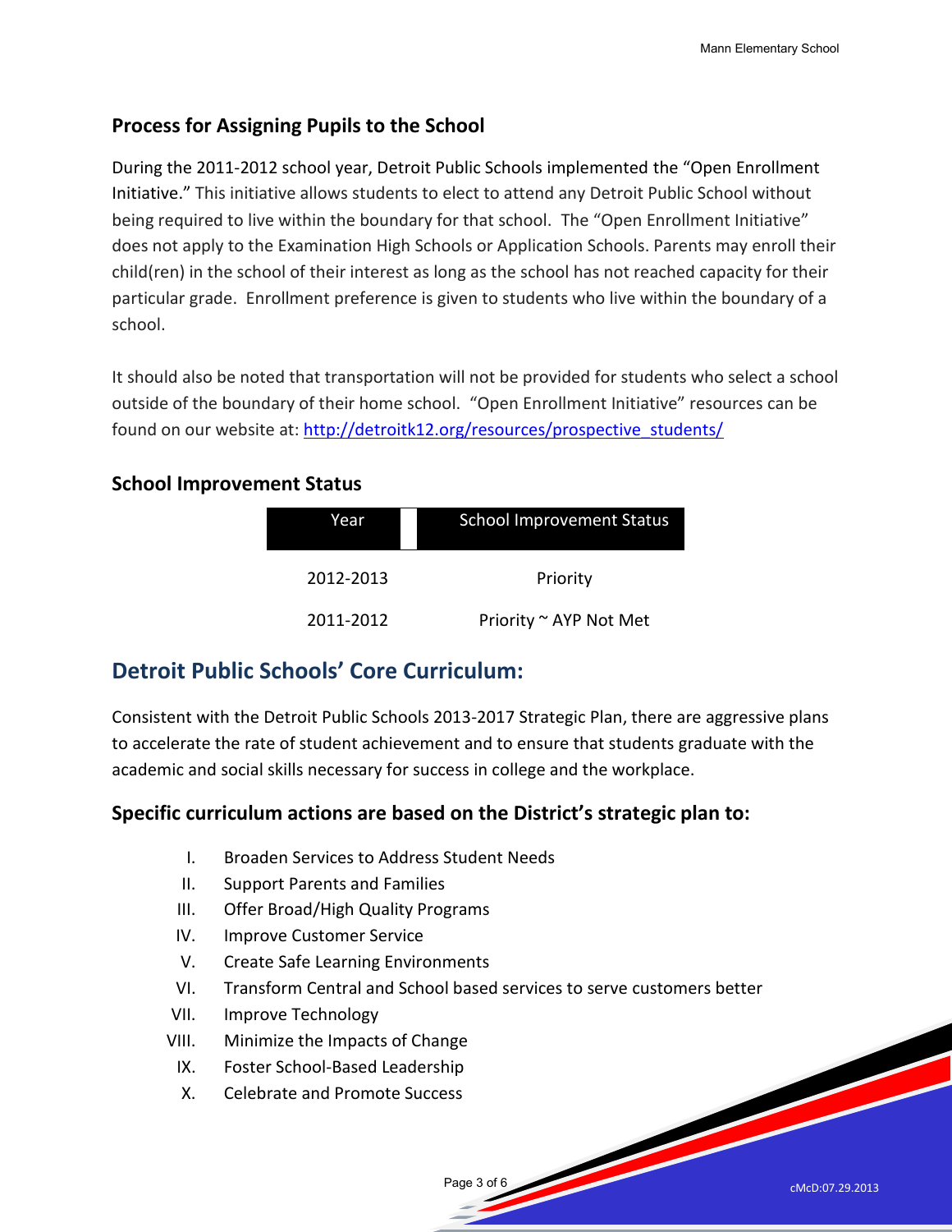## Process for Assigning Pupils to the School

During the 2011-2012 school year, Detroit Public Schools implemented the "Open Enrollment Initiative." This initiative allows students to elect to attend any Detroit Public School without being required to live within the boundary for that school. The "Open Enrollment Initiative" does not apply to the Examination High Schools or Application Schools. Parents may enroll their child(ren) in the school of their interest as long as the school has not reached capacity for their particular grade. Enrollment preference is given to students who live within the boundary of a school.

It should also be noted that transportation will not be provided for students who select a school outside of the boundary of their home school. "Open Enrollment Initiative" resources can be found on our website at: http://detroitk12.org/resources/prospective_students/

## School Improvement Status

| Year | School Improvement Status |
|---|---|
| 2012-2013 | Priority |
| 2011-2012 | Priority ~ AYP Not Met |

# Detroit Public Schools' Core Curriculum:

Consistent with the Detroit Public Schools 2013-2017 Strategic Plan, there are aggressive plans to accelerate the rate of student achievement and to ensure that students graduate with the academic and social skills necessary for success in college and the workplace.

### Specific curriculum actions are based on the District's strategic plan to:

I. Broaden Services to Address Student Needs
II. Support Parents and Families
III. Offer Broad/High Quality Programs
IV. Improve Customer Service
V. Create Safe Learning Environments
VI. Transform Central and School based services to serve customers better
VII. Improve Technology
VIII. Minimize the Impacts of Change
IX. Foster School-Based Leadership
X. Celebrate and Promote Success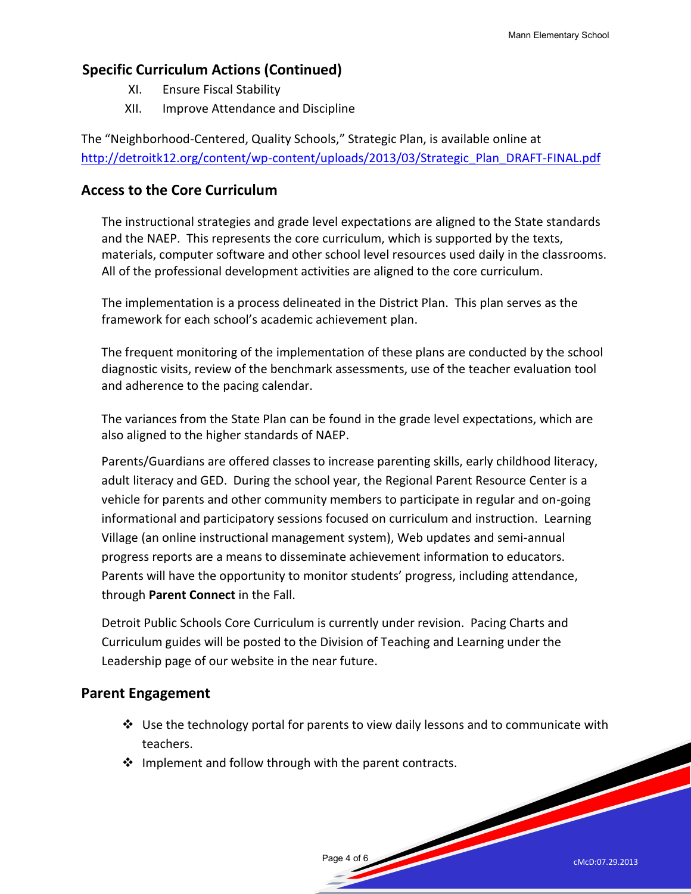## Specific Curriculum Actions (Continued)

XI. Ensure Fiscal Stability

XII. Improve Attendance and Discipline

The "Neighborhood-Centered, Quality Schools," Strategic Plan, is available online at http://detroitk12.org/content/wp-content/uploads/2013/03/Strategic_Plan_DRAFT-FINAL.pdf

## Access to the Core Curriculum

The instructional strategies and grade level expectations are aligned to the State standards and the NAEP. This represents the core curriculum, which is supported by the texts, materials, computer software and other school level resources used daily in the classrooms. All of the professional development activities are aligned to the core curriculum.

The implementation is a process delineated in the District Plan. This plan serves as the framework for each school's academic achievement plan.

The frequent monitoring of the implementation of these plans are conducted by the school diagnostic visits, review of the benchmark assessments, use of the teacher evaluation tool and adherence to the pacing calendar.

The variances from the State Plan can be found in the grade level expectations, which are also aligned to the higher standards of NAEP.

Parents/Guardians are offered classes to increase parenting skills, early childhood literacy, adult literacy and GED. During the school year, the Regional Parent Resource Center is a vehicle for parents and other community members to participate in regular and on-going informational and participatory sessions focused on curriculum and instruction. Learning Village (an online instructional management system), Web updates and semi-annual progress reports are a means to disseminate achievement information to educators. Parents will have the opportunity to monitor students' progress, including attendance, through **Parent Connect** in the Fall.

Detroit Public Schools Core Curriculum is currently under revision. Pacing Charts and Curriculum guides will be posted to the Division of Teaching and Learning under the Leadership page of our website in the near future.

## Parent Engagement

- Use the technology portal for parents to view daily lessons and to communicate with teachers.
- Implement and follow through with the parent contracts.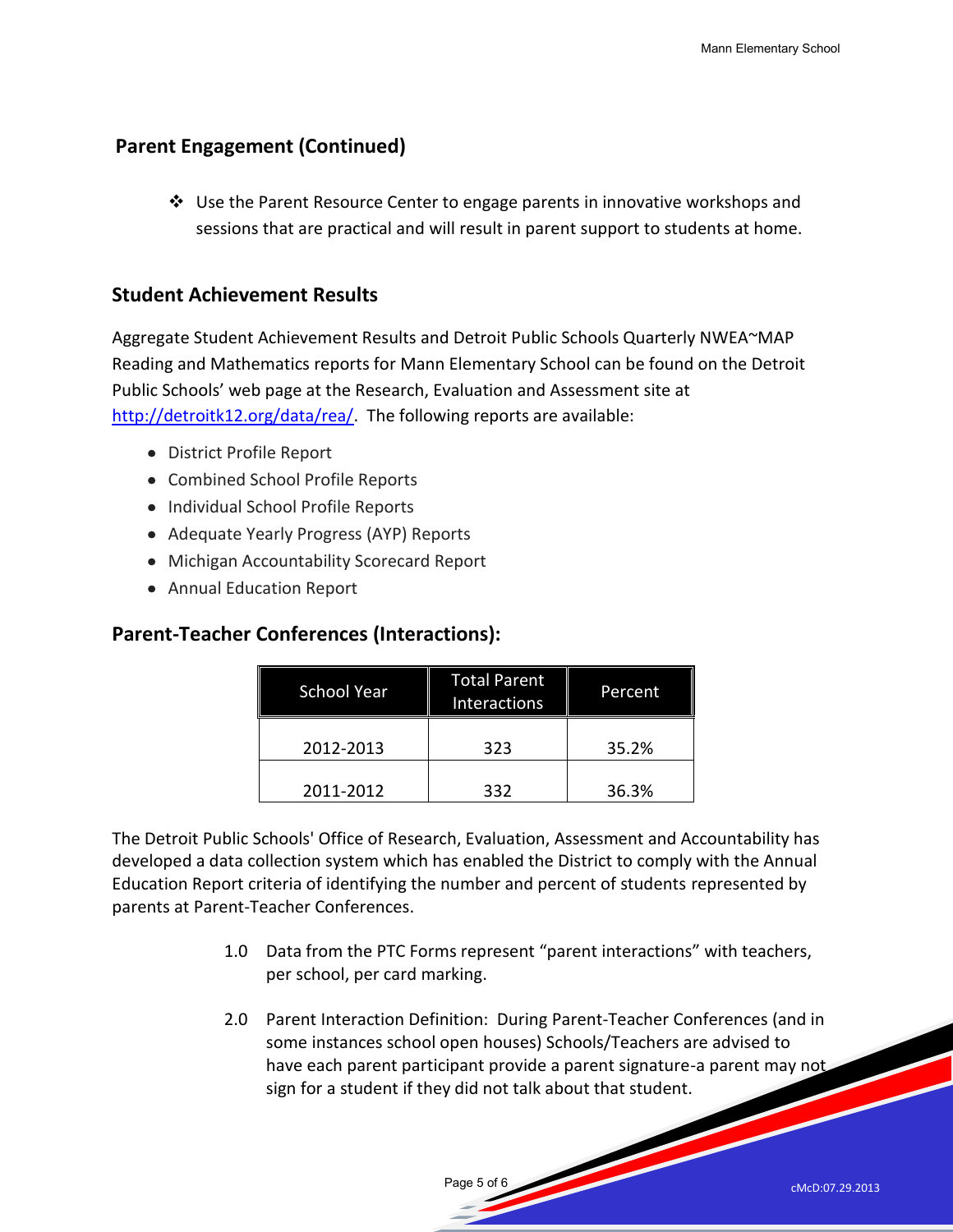## Parent Engagement (Continued)

- Use the Parent Resource Center to engage parents in innovative workshops and sessions that are practical and will result in parent support to students at home.

## Student Achievement Results

Aggregate Student Achievement Results and Detroit Public Schools Quarterly NWEA~MAP Reading and Mathematics reports for Mann Elementary School can be found on the Detroit Public Schools' web page at the Research, Evaluation and Assessment site at http://detroitk12.org/data/rea/. The following reports are available:

- District Profile Report
- Combined School Profile Reports
- Individual School Profile Reports
- Adequate Yearly Progress (AYP) Reports
- Michigan Accountability Scorecard Report
- Annual Education Report

## Parent-Teacher Conferences (Interactions):

| School Year | Total Parent Interactions | Percent |
|---|---|---|
| 2012-2013 | 323 | 35.2% |
| 2011-2012 | 332 | 36.3% |

The Detroit Public Schools' Office of Research, Evaluation, Assessment and Accountability has developed a data collection system which has enabled the District to comply with the Annual Education Report criteria of identifying the number and percent of students represented by parents at Parent-Teacher Conferences.

1.0 Data from the PTC Forms represent "parent interactions" with teachers, per school, per card marking.

2.0 Parent Interaction Definition: During Parent-Teacher Conferences (and in some instances school open houses) Schools/Teachers are advised to have each parent participant provide a parent signature-a parent may not sign for a student if they did not talk about that student.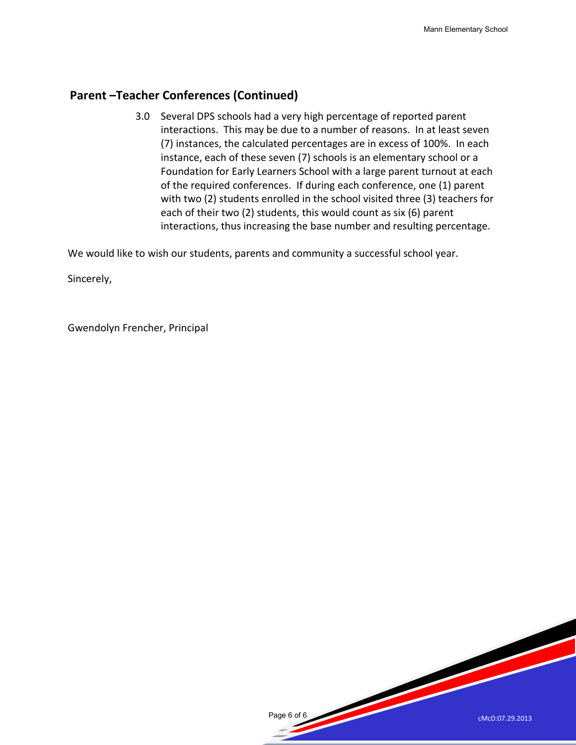## Parent –Teacher Conferences (Continued)

3.0 Several DPS schools had a very high percentage of reported parent interactions. This may be due to a number of reasons. In at least seven (7) instances, the calculated percentages are in excess of 100%. In each instance, each of these seven (7) schools is an elementary school or a Foundation for Early Learners School with a large parent turnout at each of the required conferences. If during each conference, one (1) parent with two (2) students enrolled in the school visited three (3) teachers for each of their two (2) students, this would count as six (6) parent interactions, thus increasing the base number and resulting percentage.

We would like to wish our students, parents and community a successful school year.

Sincerely,

Gwendolyn Frencher, Principal